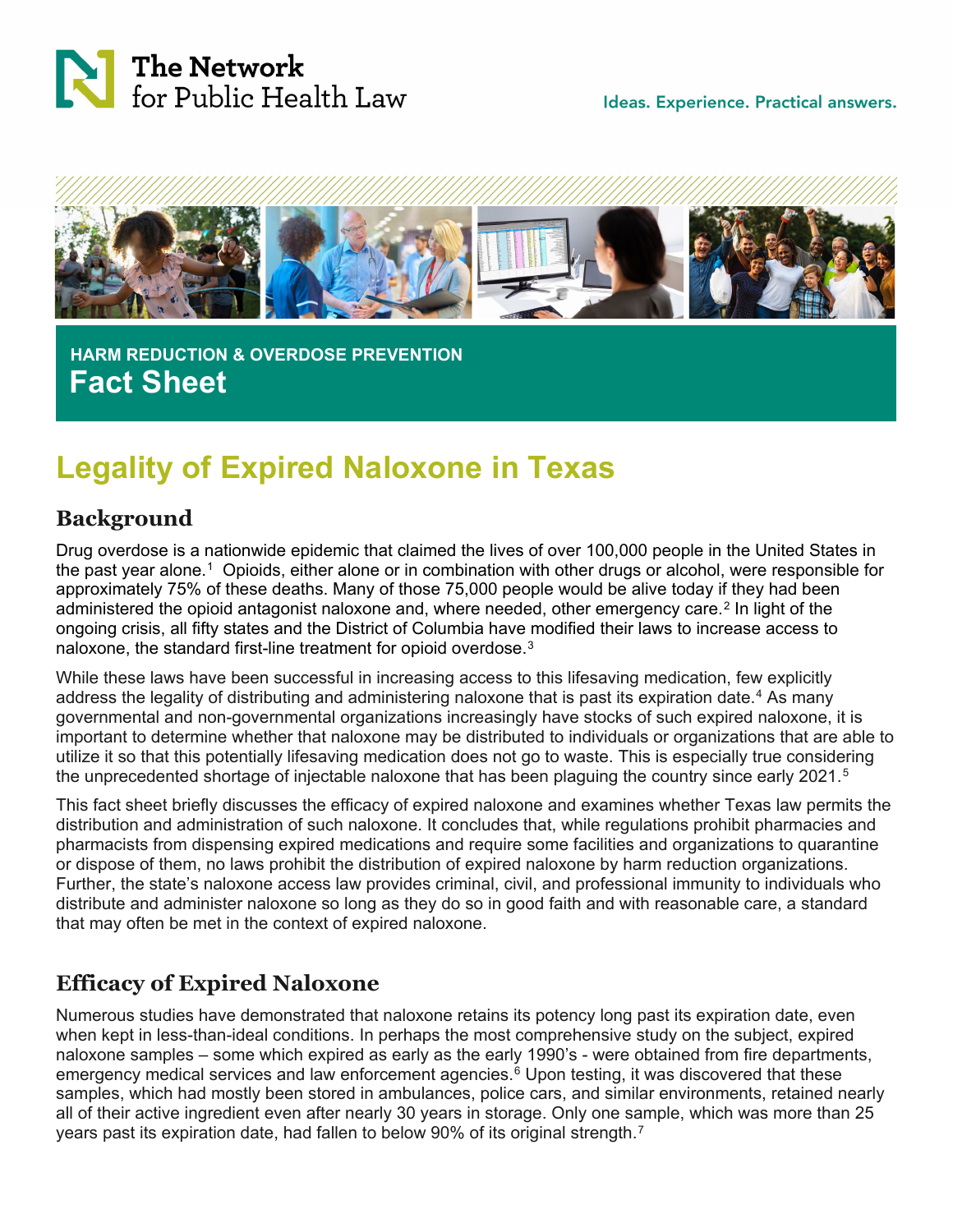The Network for Public Health Law

Ideas. Experience. Practical answers.

HARM REDUCTION & OVERDOSE PREVENTION

**Fact Sheet**

# Legality of Expired Naloxone in Texas

## Background

Drug overdose is a nationwide epidemic that claimed the lives of over 100,000 people in the United States in the past year alone.[1] Opioids, either alone or in combination with other drugs or alcohol, were responsible for approximately 75% of these deaths. Many of those 75,000 people would be alive today if they had been administered the opioid antagonist naloxone and, where needed, other emergency care.[2] In light of the ongoing crisis, all fifty states and the District of Columbia have modified their laws to increase access to naloxone, the standard first-line treatment for opioid overdose.[3]

While these laws have been successful in increasing access to this lifesaving medication, few explicitly address the legality of distributing and administering naloxone that is past its expiration date.[4] As many governmental and non-governmental organizations increasingly have stocks of such expired naloxone, it is important to determine whether that naloxone may be distributed to individuals or organizations that are able to utilize it so that this potentially lifesaving medication does not go to waste. This is especially true considering the unprecedented shortage of injectable naloxone that has been plaguing the country since early 2021.[5]

This fact sheet briefly discusses the efficacy of expired naloxone and examines whether Texas law permits the distribution and administration of such naloxone. It concludes that, while regulations prohibit pharmacies and pharmacists from dispensing expired medications and require some facilities and organizations to quarantine or dispose of them, no laws prohibit the distribution of expired naloxone by harm reduction organizations. Further, the state's naloxone access law provides criminal, civil, and professional immunity to individuals who distribute and administer naloxone so long as they do so in good faith and with reasonable care, a standard that may often be met in the context of expired naloxone.

## Efficacy of Expired Naloxone

Numerous studies have demonstrated that naloxone retains its potency long past its expiration date, even when kept in less-than-ideal conditions. In perhaps the most comprehensive study on the subject, expired naloxone samples – some which expired as early as the early 1990's - were obtained from fire departments, emergency medical services and law enforcement agencies.[6] Upon testing, it was discovered that these samples, which had mostly been stored in ambulances, police cars, and similar environments, retained nearly all of their active ingredient even after nearly 30 years in storage. Only one sample, which was more than 25 years past its expiration date, had fallen to below 90% of its original strength.[7]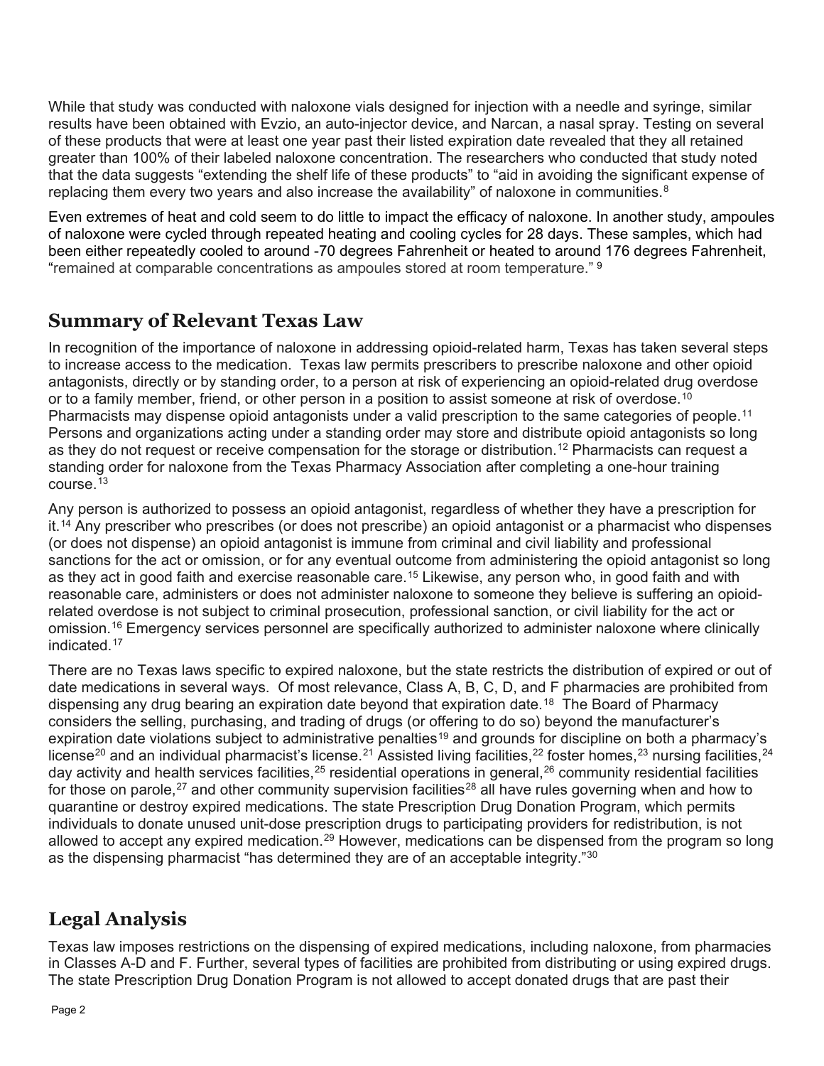While that study was conducted with naloxone vials designed for injection with a needle and syringe, similar results have been obtained with Evzio, an auto-injector device, and Narcan, a nasal spray. Testing on several of these products that were at least one year past their listed expiration date revealed that they all retained greater than 100% of their labeled naloxone concentration. The researchers who conducted that study noted that the data suggests "extending the shelf life of these products" to "aid in avoiding the significant expense of replacing them every two years and also increase the availability" of naloxone in communities.[8]

Even extremes of heat and cold seem to do little to impact the efficacy of naloxone. In another study, ampoules of naloxone were cycled through repeated heating and cooling cycles for 28 days. These samples, which had been either repeatedly cooled to around -70 degrees Fahrenheit or heated to around 176 degrees Fahrenheit, "remained at comparable concentrations as ampoules stored at room temperature." [9]

## Summary of Relevant Texas Law

In recognition of the importance of naloxone in addressing opioid-related harm, Texas has taken several steps to increase access to the medication. Texas law permits prescribers to prescribe naloxone and other opioid antagonists, directly or by standing order, to a person at risk of experiencing an opioid-related drug overdose or to a family member, friend, or other person in a position to assist someone at risk of overdose.[10] Pharmacists may dispense opioid antagonists under a valid prescription to the same categories of people.[11] Persons and organizations acting under a standing order may store and distribute opioid antagonists so long as they do not request or receive compensation for the storage or distribution.[12] Pharmacists can request a standing order for naloxone from the Texas Pharmacy Association after completing a one-hour training course.[13]

Any person is authorized to possess an opioid antagonist, regardless of whether they have a prescription for it.[14] Any prescriber who prescribes (or does not prescribe) an opioid antagonist or a pharmacist who dispenses (or does not dispense) an opioid antagonist is immune from criminal and civil liability and professional sanctions for the act or omission, or for any eventual outcome from administering the opioid antagonist so long as they act in good faith and exercise reasonable care.[15] Likewise, any person who, in good faith and with reasonable care, administers or does not administer naloxone to someone they believe is suffering an opioid-related overdose is not subject to criminal prosecution, professional sanction, or civil liability for the act or omission.[16] Emergency services personnel are specifically authorized to administer naloxone where clinically indicated.[17]

There are no Texas laws specific to expired naloxone, but the state restricts the distribution of expired or out of date medications in several ways. Of most relevance, Class A, B, C, D, and F pharmacies are prohibited from dispensing any drug bearing an expiration date beyond that expiration date.[18] The Board of Pharmacy considers the selling, purchasing, and trading of drugs (or offering to do so) beyond the manufacturer's expiration date violations subject to administrative penalties[19] and grounds for discipline on both a pharmacy's license[20] and an individual pharmacist's license.[21] Assisted living facilities,[22] foster homes,[23] nursing facilities,[24] day activity and health services facilities,[25] residential operations in general,[26] community residential facilities for those on parole,[27] and other community supervision facilities[28] all have rules governing when and how to quarantine or destroy expired medications. The state Prescription Drug Donation Program, which permits individuals to donate unused unit-dose prescription drugs to participating providers for redistribution, is not allowed to accept any expired medication.[29] However, medications can be dispensed from the program so long as the dispensing pharmacist "has determined they are of an acceptable integrity."[30]

## Legal Analysis

Texas law imposes restrictions on the dispensing of expired medications, including naloxone, from pharmacies in Classes A-D and F. Further, several types of facilities are prohibited from distributing or using expired drugs. The state Prescription Drug Donation Program is not allowed to accept donated drugs that are past their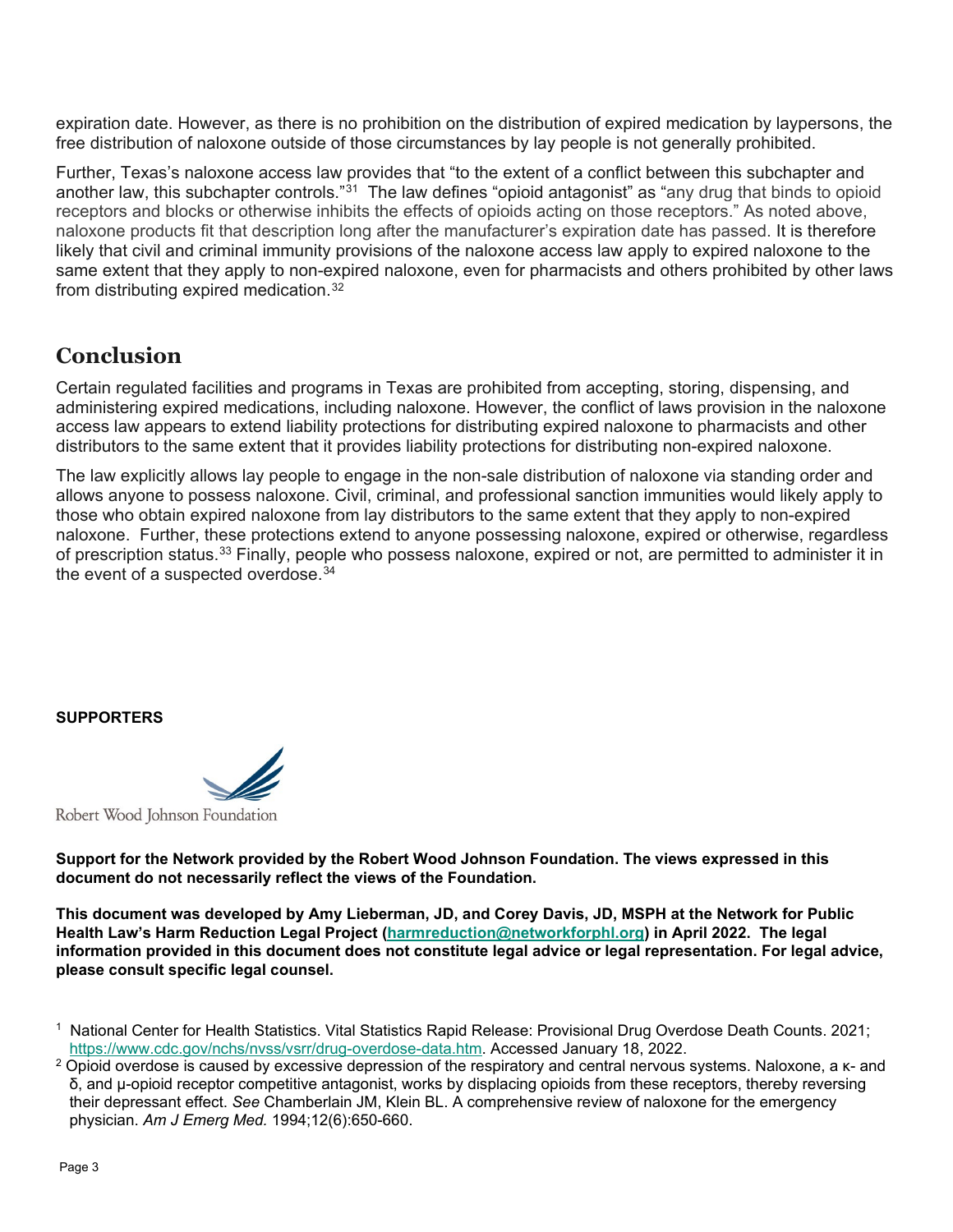expiration date. However, as there is no prohibition on the distribution of expired medication by laypersons, the free distribution of naloxone outside of those circumstances by lay people is not generally prohibited.

Further, Texas's naloxone access law provides that "to the extent of a conflict between this subchapter and another law, this subchapter controls."[31] The law defines "opioid antagonist" as "any drug that binds to opioid receptors and blocks or otherwise inhibits the effects of opioids acting on those receptors." As noted above, naloxone products fit that description long after the manufacturer's expiration date has passed. It is therefore likely that civil and criminal immunity provisions of the naloxone access law apply to expired naloxone to the same extent that they apply to non-expired naloxone, even for pharmacists and others prohibited by other laws from distributing expired medication.[32]

## Conclusion

Certain regulated facilities and programs in Texas are prohibited from accepting, storing, dispensing, and administering expired medications, including naloxone. However, the conflict of laws provision in the naloxone access law appears to extend liability protections for distributing expired naloxone to pharmacists and other distributors to the same extent that it provides liability protections for distributing non-expired naloxone.

The law explicitly allows lay people to engage in the non-sale distribution of naloxone via standing order and allows anyone to possess naloxone. Civil, criminal, and professional sanction immunities would likely apply to those who obtain expired naloxone from lay distributors to the same extent that they apply to non-expired naloxone. Further, these protections extend to anyone possessing naloxone, expired or otherwise, regardless of prescription status.[33] Finally, people who possess naloxone, expired or not, are permitted to administer it in the event of a suspected overdose.[34]

**SUPPORTERS**

Robert Wood Johnson Foundation

**Support for the Network provided by the Robert Wood Johnson Foundation. The views expressed in this document do not necessarily reflect the views of the Foundation.**

**This document was developed by Amy Lieberman, JD, and Corey Davis, JD, MSPH at the Network for Public Health Law's Harm Reduction Legal Project (harmreduction@networkforphl.org) in April 2022. The legal information provided in this document does not constitute legal advice or legal representation. For legal advice, please consult specific legal counsel.**

[1] National Center for Health Statistics. Vital Statistics Rapid Release: Provisional Drug Overdose Death Counts. 2021; https://www.cdc.gov/nchs/nvss/vsrr/drug-overdose-data.htm. Accessed January 18, 2022.

[2] Opioid overdose is caused by excessive depression of the respiratory and central nervous systems. Naloxone, a κ- and δ, and μ-opioid receptor competitive antagonist, works by displacing opioids from these receptors, thereby reversing their depressant effect. *See* Chamberlain JM, Klein BL. A comprehensive review of naloxone for the emergency physician. *Am J Emerg Med.* 1994;12(6):650-660.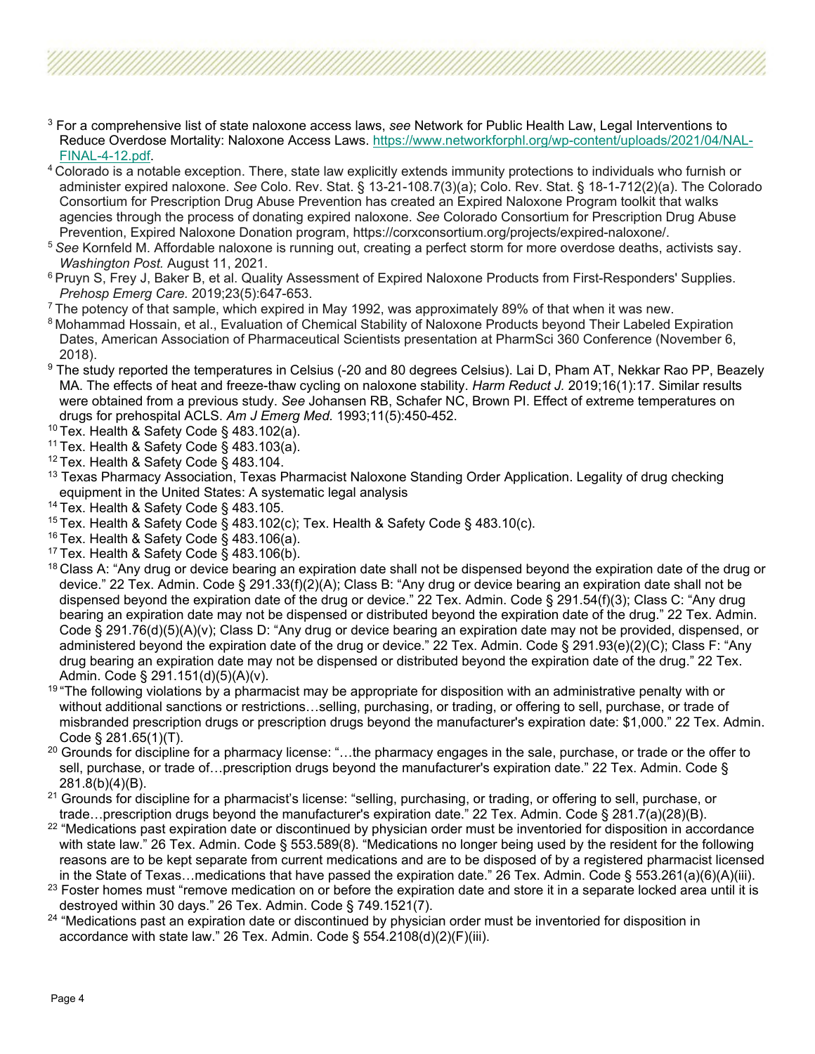[3] For a comprehensive list of state naloxone access laws, *see* Network for Public Health Law, Legal Interventions to Reduce Overdose Mortality: Naloxone Access Laws. https://www.networkforphl.org/wp-content/uploads/2021/04/NAL-FINAL-4-12.pdf.

[4] Colorado is a notable exception. There, state law explicitly extends immunity protections to individuals who furnish or administer expired naloxone. *See* Colo. Rev. Stat. § 13-21-108.7(3)(a); Colo. Rev. Stat. § 18-1-712(2)(a). The Colorado Consortium for Prescription Drug Abuse Prevention has created an Expired Naloxone Program toolkit that walks agencies through the process of donating expired naloxone. *See* Colorado Consortium for Prescription Drug Abuse Prevention, Expired Naloxone Donation program, https://corxconsortium.org/projects/expired-naloxone/.

[5] *See* Kornfeld M. Affordable naloxone is running out, creating a perfect storm for more overdose deaths, activists say. *Washington Post.* August 11, 2021.

[6] Pruyn S, Frey J, Baker B, et al. Quality Assessment of Expired Naloxone Products from First-Responders' Supplies. *Prehosp Emerg Care.* 2019;23(5):647-653.

[7] The potency of that sample, which expired in May 1992, was approximately 89% of that when it was new.

[8] Mohammad Hossain, et al., Evaluation of Chemical Stability of Naloxone Products beyond Their Labeled Expiration Dates, American Association of Pharmaceutical Scientists presentation at PharmSci 360 Conference (November 6, 2018).

[9] The study reported the temperatures in Celsius (-20 and 80 degrees Celsius). Lai D, Pham AT, Nekkar Rao PP, Beazely MA. The effects of heat and freeze-thaw cycling on naloxone stability. *Harm Reduct J.* 2019;16(1):17. Similar results were obtained from a previous study. *See* Johansen RB, Schafer NC, Brown PI. Effect of extreme temperatures on drugs for prehospital ACLS. *Am J Emerg Med.* 1993;11(5):450-452.

[10] Tex. Health & Safety Code § 483.102(a).

[11] Tex. Health & Safety Code § 483.103(a).

[12] Tex. Health & Safety Code § 483.104.

[13] Texas Pharmacy Association, Texas Pharmacist Naloxone Standing Order Application. Legality of drug checking equipment in the United States: A systematic legal analysis

[14] Tex. Health & Safety Code § 483.105.

[15] Tex. Health & Safety Code § 483.102(c); Tex. Health & Safety Code § 483.10(c).

[16] Tex. Health & Safety Code § 483.106(a).

[17] Tex. Health & Safety Code § 483.106(b).

[18] Class A: "Any drug or device bearing an expiration date shall not be dispensed beyond the expiration date of the drug or device." 22 Tex. Admin. Code § 291.33(f)(2)(A); Class B: "Any drug or device bearing an expiration date shall not be dispensed beyond the expiration date of the drug or device." 22 Tex. Admin. Code § 291.54(f)(3); Class C: "Any drug bearing an expiration date may not be dispensed or distributed beyond the expiration date of the drug." 22 Tex. Admin. Code § 291.76(d)(5)(A)(v); Class D: "Any drug or device bearing an expiration date may not be provided, dispensed, or administered beyond the expiration date of the drug or device." 22 Tex. Admin. Code § 291.93(e)(2)(C); Class F: "Any drug bearing an expiration date may not be dispensed or distributed beyond the expiration date of the drug." 22 Tex. Admin. Code § 291.151(d)(5)(A)(v).

[19] "The following violations by a pharmacist may be appropriate for disposition with an administrative penalty with or without additional sanctions or restrictions…selling, purchasing, or trading, or offering to sell, purchase, or trade of misbranded prescription drugs or prescription drugs beyond the manufacturer's expiration date: $1,000." 22 Tex. Admin. Code § 281.65(1)(T).

[20] Grounds for discipline for a pharmacy license: "…the pharmacy engages in the sale, purchase, or trade or the offer to sell, purchase, or trade of…prescription drugs beyond the manufacturer's expiration date." 22 Tex. Admin. Code § 281.8(b)(4)(B).

[21] Grounds for discipline for a pharmacist's license: "selling, purchasing, or trading, or offering to sell, purchase, or trade…prescription drugs beyond the manufacturer's expiration date." 22 Tex. Admin. Code § 281.7(a)(28)(B).

[22] "Medications past expiration date or discontinued by physician order must be inventoried for disposition in accordance with state law." 26 Tex. Admin. Code § 553.589(8). "Medications no longer being used by the resident for the following reasons are to be kept separate from current medications and are to be disposed of by a registered pharmacist licensed in the State of Texas…medications that have passed the expiration date." 26 Tex. Admin. Code § 553.261(a)(6)(A)(iii).

[23] Foster homes must "remove medication on or before the expiration date and store it in a separate locked area until it is destroyed within 30 days." 26 Tex. Admin. Code § 749.1521(7).

[24] "Medications past an expiration date or discontinued by physician order must be inventoried for disposition in accordance with state law." 26 Tex. Admin. Code § 554.2108(d)(2)(F)(iii).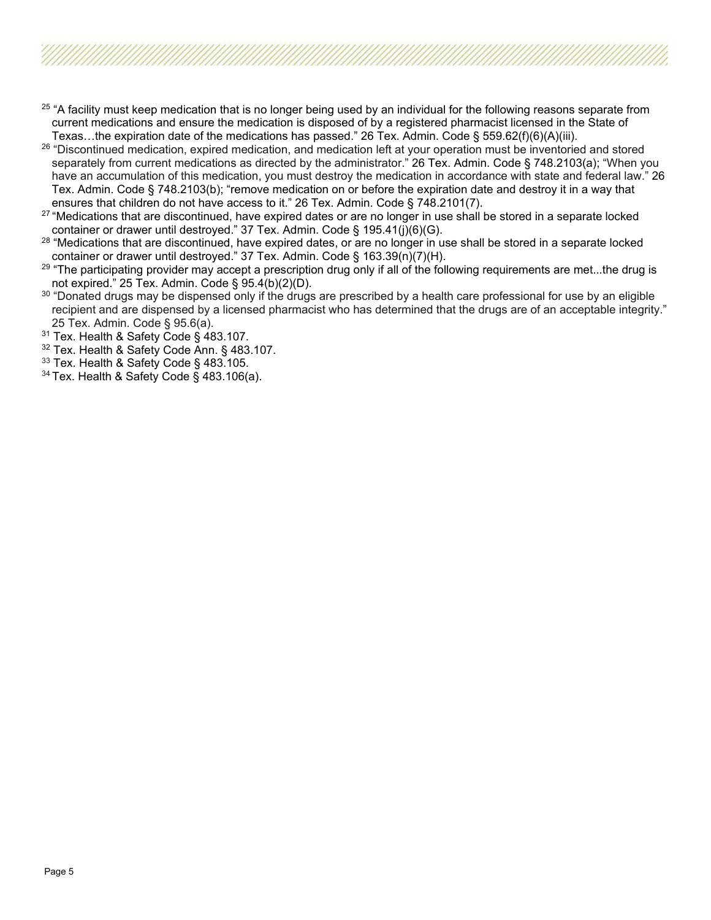[25] "A facility must keep medication that is no longer being used by an individual for the following reasons separate from current medications and ensure the medication is disposed of by a registered pharmacist licensed in the State of Texas…the expiration date of the medications has passed." 26 Tex. Admin. Code § 559.62(f)(6)(A)(iii).

[26] "Discontinued medication, expired medication, and medication left at your operation must be inventoried and stored separately from current medications as directed by the administrator." 26 Tex. Admin. Code § 748.2103(a); "When you have an accumulation of this medication, you must destroy the medication in accordance with state and federal law." 26 Tex. Admin. Code § 748.2103(b); "remove medication on or before the expiration date and destroy it in a way that ensures that children do not have access to it." 26 Tex. Admin. Code § 748.2101(7).

[27] "Medications that are discontinued, have expired dates or are no longer in use shall be stored in a separate locked container or drawer until destroyed." 37 Tex. Admin. Code § 195.41(j)(6)(G).

[28] "Medications that are discontinued, have expired dates, or are no longer in use shall be stored in a separate locked container or drawer until destroyed." 37 Tex. Admin. Code § 163.39(n)(7)(H).

[29] "The participating provider may accept a prescription drug only if all of the following requirements are met...the drug is not expired." 25 Tex. Admin. Code § 95.4(b)(2)(D).

[30] "Donated drugs may be dispensed only if the drugs are prescribed by a health care professional for use by an eligible recipient and are dispensed by a licensed pharmacist who has determined that the drugs are of an acceptable integrity." 25 Tex. Admin. Code § 95.6(a).

[31] Tex. Health & Safety Code § 483.107.

[32] Tex. Health & Safety Code Ann. § 483.107.

[33] Tex. Health & Safety Code § 483.105.

[34] Tex. Health & Safety Code § 483.106(a).